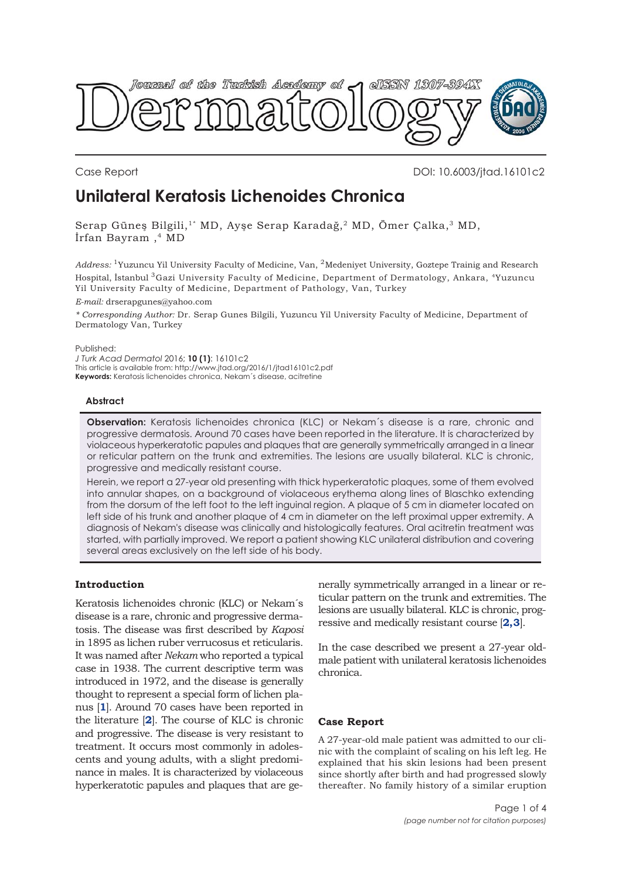Case Report

DOI: 10.6003/jtad.16101c2

# Unilateral Keratosis Lichenoides Chronica

Serap Güneş Bilgili,[1*] MD, Ayşe Serap Karadağ,[2] MD, Ömer Çalka,[3] MD, İrfan Bayram ,[4] MD

*Address:* [1]Yuzuncu Yil University Faculty of Medicine, Van, [2]Medeniyet University, Goztepe Trainig and Research Hospital, İstanbul [3]Gazi University Faculty of Medicine, Department of Dermatology, Ankara, [4]Yuzuncu Yil University Faculty of Medicine, Department of Pathology, Van, Turkey

*E-mail:* drserapgunes@yahoo.com

*\* Corresponding Author:* Dr. Serap Gunes Bilgili, Yuzuncu Yil University Faculty of Medicine, Department of Dermatology Van, Turkey

Published:
*J Turk Acad Dermatol* 2016; **10 (1)**: 16101c2
This article is available from: http://www.jtad.org/2016/1/jtad16101c2.pdf
**Keywords:** Keratosis lichenoides chronica, Nekam´s disease, acitretine

### Abstract

**Observation:** Keratosis lichenoides chronica (KLC) or Nekam´s disease is a rare, chronic and progressive dermatosis. Around 70 cases have been reported in the literature. It is characterized by violaceous hyperkeratotic papules and plaques that are generally symmetrically arranged in a linear or reticular pattern on the trunk and extremities. The lesions are usually bilateral. KLC is chronic, progressive and medically resistant course.

Herein, we report a 27-year old presenting with thick hyperkeratotic plaques, some of them evolved into annular shapes, on a background of violaceous erythema along lines of Blaschko extending from the dorsum of the left foot to the left inguinal region. A plaque of 5 cm in diameter located on left side of his trunk and another plaque of 4 cm in diameter on the left proximal upper extremity. A diagnosis of Nekam's disease was clinically and histologically features. Oral acitretin treatment was started, with partially improved. We report a patient showing KLC unilateral distribution and covering several areas exclusively on the left side of his body.

## Introduction

Keratosis lichenoides chronic (KLC) or Nekam´s disease is a rare, chronic and progressive dermatosis. The disease was first described by *Kaposi* in 1895 as lichen ruber verrucosus et reticularis. It was named after *Nekam* who reported a typical case in 1938. The current descriptive term was introduced in 1972, and the disease is generally thought to represent a special form of lichen planus [**1**]. Around 70 cases have been reported in the literature [**2**]. The course of KLC is chronic and progressive. The disease is very resistant to treatment. It occurs most commonly in adolescents and young adults, with a slight predominance in males. It is characterized by violaceous hyperkeratotic papules and plaques that are generally symmetrically arranged in a linear or reticular pattern on the trunk and extremities. The lesions are usually bilateral. KLC is chronic, progressive and medically resistant course [**2,3**].

In the case described we present a 27-year old-male patient with unilateral keratosis lichenoides chronica.

## Case Report

A 27-year-old male patient was admitted to our clinic with the complaint of scaling on his left leg. He explained that his skin lesions had been present since shortly after birth and had progressed slowly thereafter. No family history of a similar eruption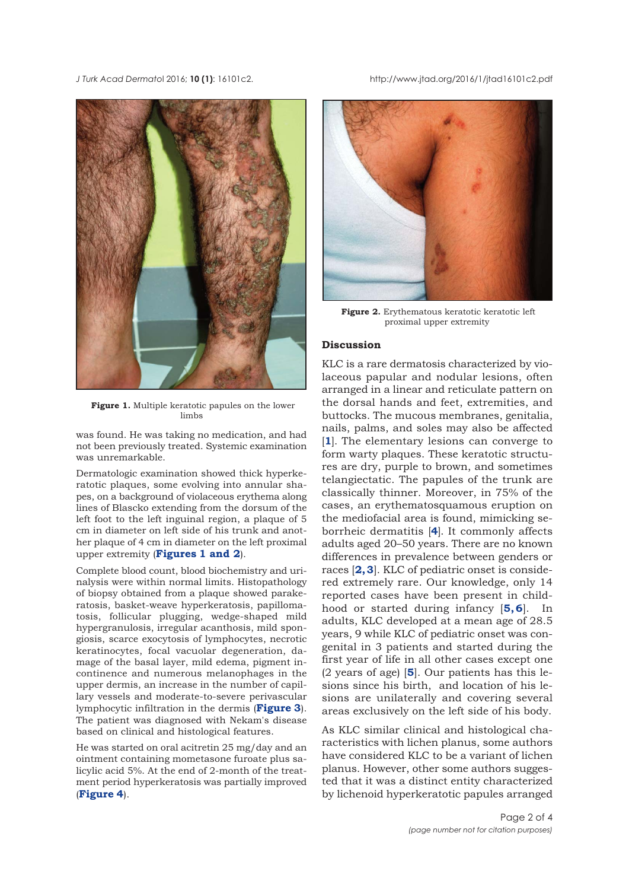Figure 1. Multiple keratotic papules on the lower limbs

was found. He was taking no medication, and had not been previously treated. Systemic examination was unremarkable.

Dermatologic examination showed thick hyperkeratotic plaques, some evolving into annular shapes, on a background of violaceous erythema along lines of Blascko extending from the dorsum of the left foot to the left inguinal region, a plaque of 5 cm in diameter on left side of his trunk and another plaque of 4 cm in diameter on the left proximal upper extremity (**Figures 1 and 2**).

Complete blood count, blood biochemistry and urinalysis were within normal limits. Histopathology of biopsy obtained from a plaque showed parakeratosis, basket-weave hyperkeratosis, papillomatosis, follicular plugging, wedge-shaped mild hypergranulosis, irregular acanthosis, mild spongiosis, scarce exocytosis of lymphocytes, necrotic keratinocytes, focal vacuolar degeneration, damage of the basal layer, mild edema, pigment incontinence and numerous melanophages in the upper dermis, an increase in the number of capillary vessels and moderate-to-severe perivascular lymphocytic infiltration in the dermis (**Figure 3**). The patient was diagnosed with Nekam's disease based on clinical and histological features.

He was started on oral acitretin 25 mg/day and an ointment containing mometasone furoate plus salicylic acid 5%. At the end of 2-month of the treatment period hyperkeratosis was partially improved (**Figure 4**).

Figure 2. Erythematous keratotic keratotic left proximal upper extremity

## Discussion

KLC is a rare dermatosis characterized by violaceous papular and nodular lesions, often arranged in a linear and reticulate pattern on the dorsal hands and feet, extremities, and buttocks. The mucous membranes, genitalia, nails, palms, and soles may also be affected [1]. The elementary lesions can converge to form warty plaques. These keratotic structures are dry, purple to brown, and sometimes telangiectatic. The papules of the trunk are classically thinner. Moreover, in 75% of the cases, an erythematosquamous eruption on the mediofacial area is found, mimicking seborrheic dermatitis [4]. It commonly affects adults aged 20–50 years. There are no known differences in prevalence between genders or races [2, 3]. KLC of pediatric onset is considered extremely rare. Our knowledge, only 14 reported cases have been present in childhood or started during infancy [5, 6]. In adults, KLC developed at a mean age of 28.5 years, 9 while KLC of pediatric onset was congenital in 3 patients and started during the first year of life in all other cases except one (2 years of age) [5]. Our patients has this lesions since his birth, and location of his lesions are unilaterally and covering several areas exclusively on the left side of his body.

As KLC similar clinical and histological characteristics with lichen planus, some authors have considered KLC to be a variant of lichen planus. However, other some authors suggested that it was a distinct entity characterized by lichenoid hyperkeratotic papules arranged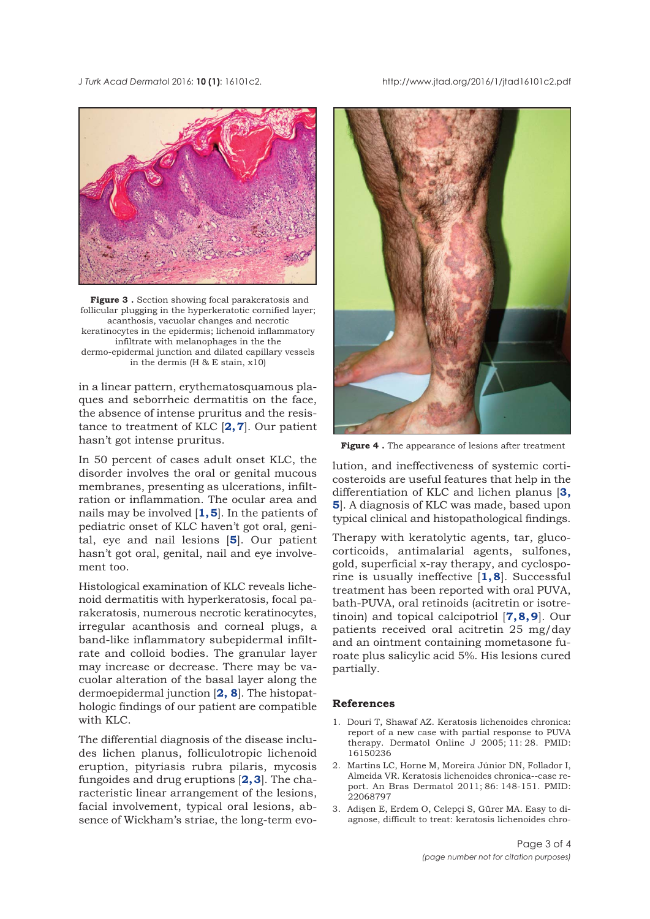**Figure 3 .** Section showing focal parakeratosis and follicular plugging in the hyperkeratotic cornified layer; acanthosis, vacuolar changes and necrotic keratinocytes in the epidermis; lichenoid inflammatory infiltrate with melanophages in the the dermo-epidermal junction and dilated capillary vessels in the dermis (H & E stain, x10)

in a linear pattern, erythematosquamous plaques and seborrheic dermatitis on the face, the absence of intense pruritus and the resistance to treatment of KLC [**2, 7**]. Our patient hasn't got intense pruritus.

In 50 percent of cases adult onset KLC, the disorder involves the oral or genital mucous membranes, presenting as ulcerations, infiltration or inflammation. The ocular area and nails may be involved [**1, 5**]. In the patients of pediatric onset of KLC haven't got oral, genital, eye and nail lesions [**5**]. Our patient hasn't got oral, genital, nail and eye involvement too.

Histological examination of KLC reveals lichenoid dermatitis with hyperkeratosis, focal parakeratosis, numerous necrotic keratinocytes, irregular acanthosis and corneal plugs, a band-like inflammatory subepidermal infiltrate and colloid bodies. The granular layer may increase or decrease. There may be vacuolar alteration of the basal layer along the dermoepidermal junction [**2, 8**]. The histopathologic findings of our patient are compatible with KLC.

The differential diagnosis of the disease includes lichen planus, folliculotropic lichenoid eruption, pityriasis rubra pilaris, mycosis fungoides and drug eruptions [**2, 3**]. The characteristic linear arrangement of the lesions, facial involvement, typical oral lesions, absence of Wickham's striae, the long-term evolution, and ineffectiveness of systemic corticosteroids are useful features that help in the differentiation of KLC and lichen planus [**3, 5**]. A diagnosis of KLC was made, based upon typical clinical and histopathological findings.

**Figure 4 .** The appearance of lesions after treatment

Therapy with keratolytic agents, tar, glucocorticoids, antimalarial agents, sulfones, gold, superficial x-ray therapy, and cyclosporine is usually ineffective [**1, 8**]. Successful treatment has been reported with oral PUVA, bath-PUVA, oral retinoids (acitretin or isotretinoin) and topical calcipotriol [**7, 8, 9**]. Our patients received oral acitretin 25 mg/day and an ointment containing mometasone furoate plus salicylic acid 5%. His lesions cured partially.

## References

1. Douri T, Shawaf AZ. Keratosis lichenoides chronica: report of a new case with partial response to PUVA therapy. Dermatol Online J 2005; 11: 28. PMID: 16150236
2. Martins LC, Horne M, Moreira Júnior DN, Folador I, Almeida VR. Keratosis lichenoides chronica--case report. An Bras Dermatol 2011; 86: 148-151. PMID: 22068797
3. Adışen E, Erdem O, Celepçi S, Gürer MA. Easy to diagnose, difficult to treat: keratosis lichenoides chro-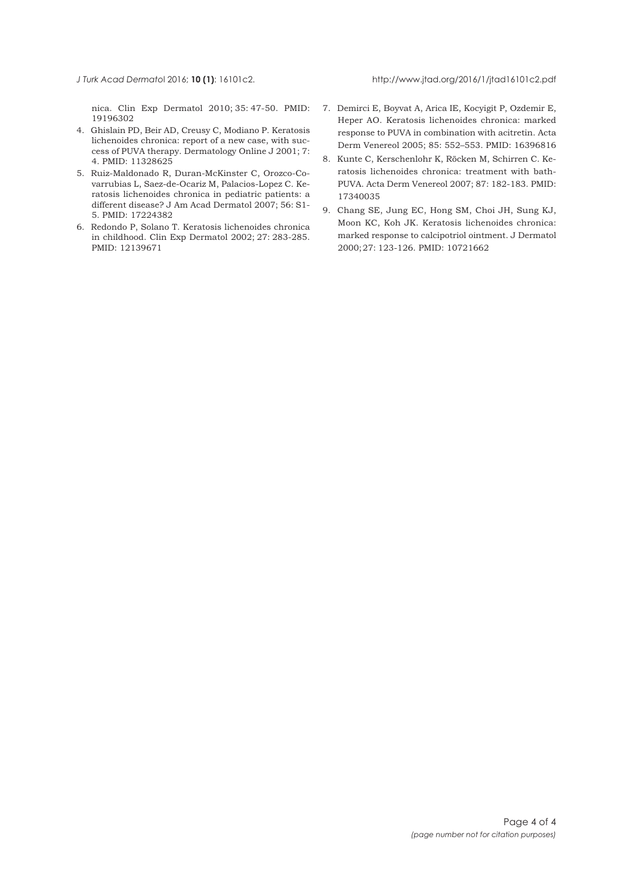nica. Clin Exp Dermatol 2010; 35: 47-50. PMID: 19196302

4. Ghislain PD, Beir AD, Creusy C, Modiano P. Keratosis lichenoides chronica: report of a new case, with success of PUVA therapy. Dermatology Online J 2001; 7: 4. PMID: 11328625
5. Ruiz-Maldonado R, Duran-McKinster C, Orozco-Covarrubias L, Saez-de-Ocariz M, Palacios-Lopez C. Keratosis lichenoides chronica in pediatric patients: a different disease? J Am Acad Dermatol 2007; 56: S1-5. PMID: 17224382
6. Redondo P, Solano T. Keratosis lichenoides chronica in childhood. Clin Exp Dermatol 2002; 27: 283-285. PMID: 12139671
7. Demirci E, Boyvat A, Arica IE, Kocyigit P, Ozdemir E, Heper AO. Keratosis lichenoides chronica: marked response to PUVA in combination with acitretin. Acta Derm Venereol 2005; 85: 552–553. PMID: 16396816
8. Kunte C, Kerschenlohr K, Röcken M, Schirren C. Keratosis lichenoides chronica: treatment with bath-PUVA. Acta Derm Venereol 2007; 87: 182-183. PMID: 17340035
9. Chang SE, Jung EC, Hong SM, Choi JH, Sung KJ, Moon KC, Koh JK. Keratosis lichenoides chronica: marked response to calcipotriol ointment. J Dermatol 2000; 27: 123-126. PMID: 10721662